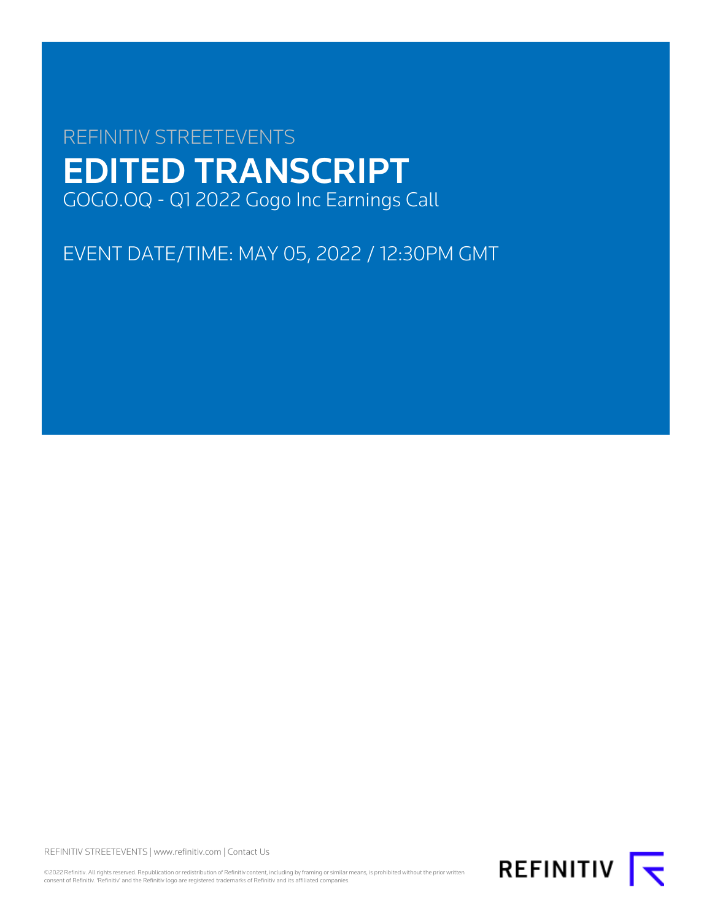REFINITIV STREETEVENTS

# EDITED TRANSCRIPT

GOGO.OQ - Q1 2022 Gogo Inc Earnings Call

EVENT DATE/TIME: MAY 05, 2022 / 12:30PM GMT

REFINITIV STREETEVENTS | www.refinitiv.com | Contact Us

©2022 Refinitiv. All rights reserved. Republication or redistribution of Refinitiv content, including by framing or similar means, is prohibited without the prior written consent of Refinitiv. 'Refinitiv' and the Refinitiv logo are registered trademarks of Refinitiv and its affiliated companies.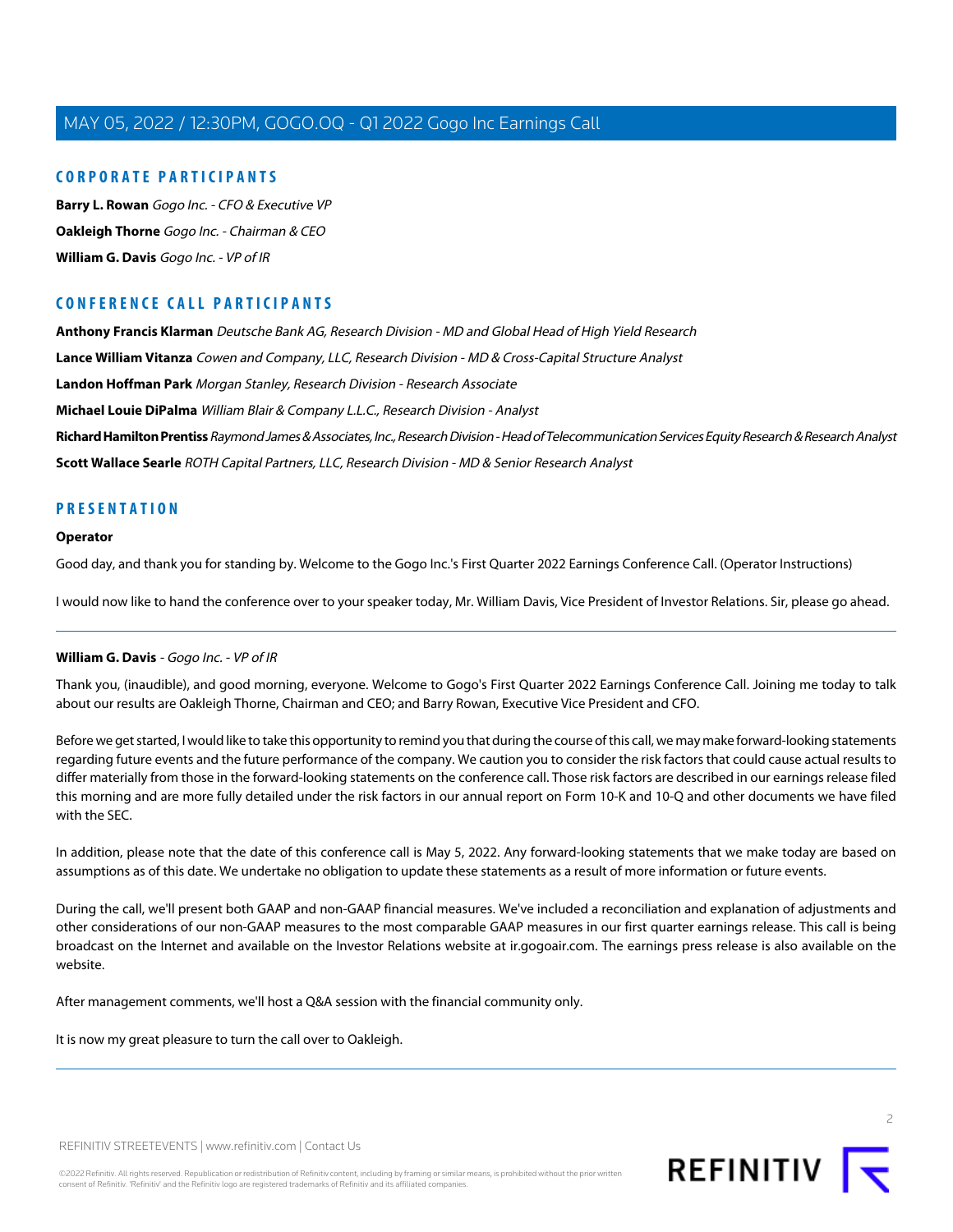## CORPORATE PARTICIPANTS

**Barry L. Rowan** *Gogo Inc. - CFO & Executive VP*

**Oakleigh Thorne** *Gogo Inc. - Chairman & CEO*

**William G. Davis** *Gogo Inc. - VP of IR*

## CONFERENCE CALL PARTICIPANTS

**Anthony Francis Klarman** *Deutsche Bank AG, Research Division - MD and Global Head of High Yield Research*

**Lance William Vitanza** *Cowen and Company, LLC, Research Division - MD & Cross-Capital Structure Analyst*

**Landon Hoffman Park** *Morgan Stanley, Research Division - Research Associate*

**Michael Louie DiPalma** *William Blair & Company L.L.C., Research Division - Analyst*

**Richard Hamilton Prentiss** *Raymond James & Associates, Inc., Research Division - Head of Telecommunication Services Equity Research & Research Analyst*

**Scott Wallace Searle** *ROTH Capital Partners, LLC, Research Division - MD & Senior Research Analyst*

## PRESENTATION

**Operator**

Good day, and thank you for standing by. Welcome to the Gogo Inc.'s First Quarter 2022 Earnings Conference Call. (Operator Instructions)

I would now like to hand the conference over to your speaker today, Mr. William Davis, Vice President of Investor Relations. Sir, please go ahead.

---

**William G. Davis** - *Gogo Inc. - VP of IR*

Thank you, (inaudible), and good morning, everyone. Welcome to Gogo's First Quarter 2022 Earnings Conference Call. Joining me today to talk about our results are Oakleigh Thorne, Chairman and CEO; and Barry Rowan, Executive Vice President and CFO.

Before we get started, I would like to take this opportunity to remind you that during the course of this call, we may make forward-looking statements regarding future events and the future performance of the company. We caution you to consider the risk factors that could cause actual results to differ materially from those in the forward-looking statements on the conference call. Those risk factors are described in our earnings release filed this morning and are more fully detailed under the risk factors in our annual report on Form 10-K and 10-Q and other documents we have filed with the SEC.

In addition, please note that the date of this conference call is May 5, 2022. Any forward-looking statements that we make today are based on assumptions as of this date. We undertake no obligation to update these statements as a result of more information or future events.

During the call, we'll present both GAAP and non-GAAP financial measures. We've included a reconciliation and explanation of adjustments and other considerations of our non-GAAP measures to the most comparable GAAP measures in our first quarter earnings release. This call is being broadcast on the Internet and available on the Investor Relations website at ir.gogoair.com. The earnings press release is also available on the website.

After management comments, we'll host a Q&A session with the financial community only.

It is now my great pleasure to turn the call over to Oakleigh.

---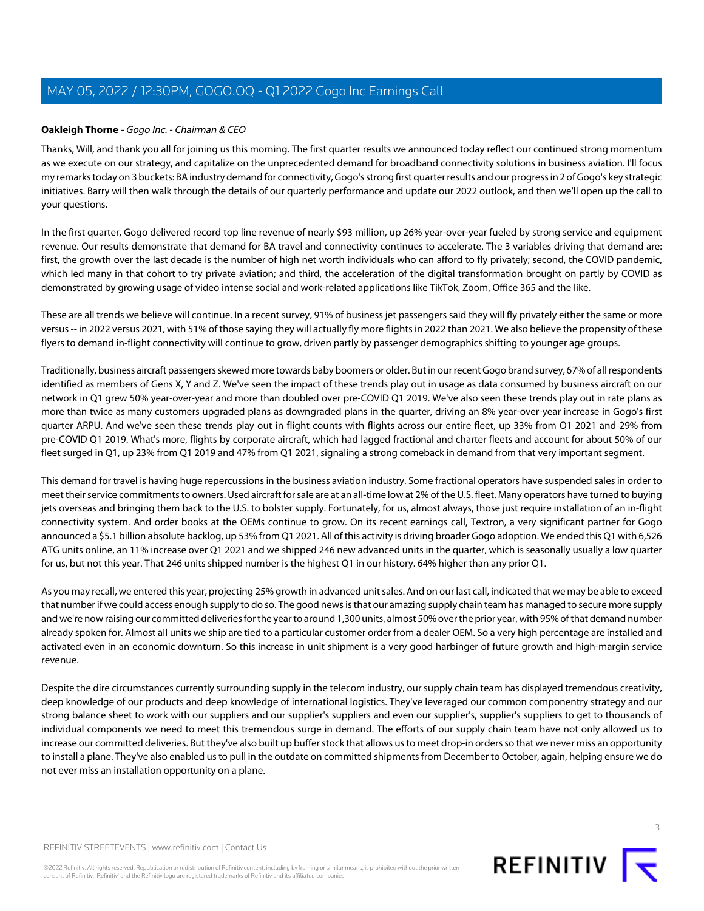**Oakleigh Thorne** - *Gogo Inc. - Chairman & CEO*

Thanks, Will, and thank you all for joining us this morning. The first quarter results we announced today reflect our continued strong momentum as we execute on our strategy, and capitalize on the unprecedented demand for broadband connectivity solutions in business aviation. I'll focus my remarks today on 3 buckets: BA industry demand for connectivity, Gogo's strong first quarter results and our progress in 2 of Gogo's key strategic initiatives. Barry will then walk through the details of our quarterly performance and update our 2022 outlook, and then we'll open up the call to your questions.

In the first quarter, Gogo delivered record top line revenue of nearly $93 million, up 26% year-over-year fueled by strong service and equipment revenue. Our results demonstrate that demand for BA travel and connectivity continues to accelerate. The 3 variables driving that demand are: first, the growth over the last decade is the number of high net worth individuals who can afford to fly privately; second, the COVID pandemic, which led many in that cohort to try private aviation; and third, the acceleration of the digital transformation brought on partly by COVID as demonstrated by growing usage of video intense social and work-related applications like TikTok, Zoom, Office 365 and the like.

These are all trends we believe will continue. In a recent survey, 91% of business jet passengers said they will fly privately either the same or more versus -- in 2022 versus 2021, with 51% of those saying they will actually fly more flights in 2022 than 2021. We also believe the propensity of these flyers to demand in-flight connectivity will continue to grow, driven partly by passenger demographics shifting to younger age groups.

Traditionally, business aircraft passengers skewed more towards baby boomers or older. But in our recent Gogo brand survey, 67% of all respondents identified as members of Gens X, Y and Z. We've seen the impact of these trends play out in usage as data consumed by business aircraft on our network in Q1 grew 50% year-over-year and more than doubled over pre-COVID Q1 2019. We've also seen these trends play out in rate plans as more than twice as many customers upgraded plans as downgraded plans in the quarter, driving an 8% year-over-year increase in Gogo's first quarter ARPU. And we've seen these trends play out in flight counts with flights across our entire fleet, up 33% from Q1 2021 and 29% from pre-COVID Q1 2019. What's more, flights by corporate aircraft, which had lagged fractional and charter fleets and account for about 50% of our fleet surged in Q1, up 23% from Q1 2019 and 47% from Q1 2021, signaling a strong comeback in demand from that very important segment.

This demand for travel is having huge repercussions in the business aviation industry. Some fractional operators have suspended sales in order to meet their service commitments to owners. Used aircraft for sale are at an all-time low at 2% of the U.S. fleet. Many operators have turned to buying jets overseas and bringing them back to the U.S. to bolster supply. Fortunately, for us, almost always, those just require installation of an in-flight connectivity system. And order books at the OEMs continue to grow. On its recent earnings call, Textron, a very significant partner for Gogo announced a $5.1 billion absolute backlog, up 53% from Q1 2021. All of this activity is driving broader Gogo adoption. We ended this Q1 with 6,526 ATG units online, an 11% increase over Q1 2021 and we shipped 246 new advanced units in the quarter, which is seasonally usually a low quarter for us, but not this year. That 246 units shipped number is the highest Q1 in our history. 64% higher than any prior Q1.

As you may recall, we entered this year, projecting 25% growth in advanced unit sales. And on our last call, indicated that we may be able to exceed that number if we could access enough supply to do so. The good news is that our amazing supply chain team has managed to secure more supply and we're now raising our committed deliveries for the year to around 1,300 units, almost 50% over the prior year, with 95% of that demand number already spoken for. Almost all units we ship are tied to a particular customer order from a dealer OEM. So a very high percentage are installed and activated even in an economic downturn. So this increase in unit shipment is a very good harbinger of future growth and high-margin service revenue.

Despite the dire circumstances currently surrounding supply in the telecom industry, our supply chain team has displayed tremendous creativity, deep knowledge of our products and deep knowledge of international logistics. They've leveraged our common componentry strategy and our strong balance sheet to work with our suppliers and our supplier's suppliers and even our supplier's, supplier's suppliers to get to thousands of individual components we need to meet this tremendous surge in demand. The efforts of our supply chain team have not only allowed us to increase our committed deliveries. But they've also built up buffer stock that allows us to meet drop-in orders so that we never miss an opportunity to install a plane. They've also enabled us to pull in the outdate on committed shipments from December to October, again, helping ensure we do not ever miss an installation opportunity on a plane.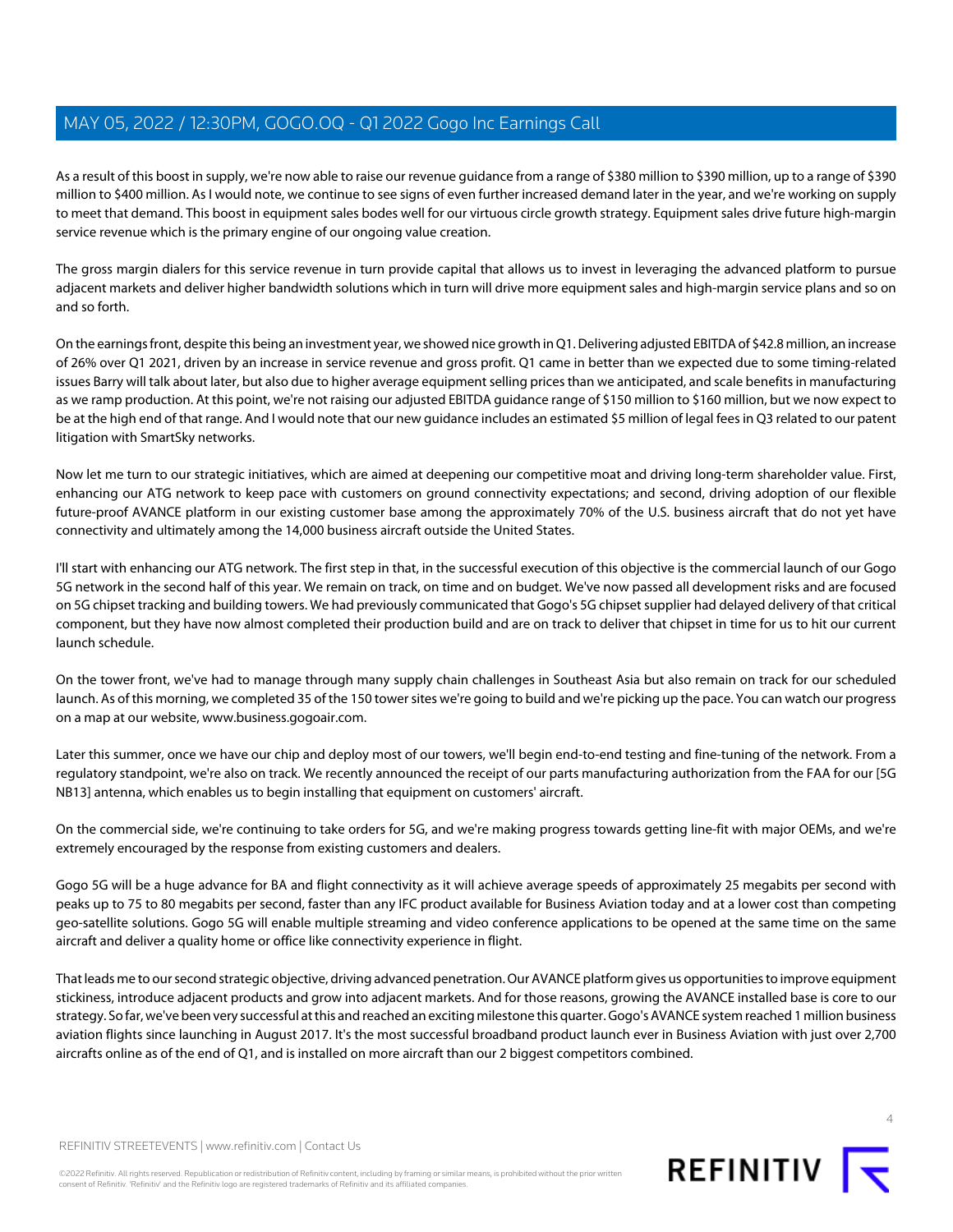As a result of this boost in supply, we're now able to raise our revenue guidance from a range of $380 million to $390 million, up to a range of $390 million to $400 million. As I would note, we continue to see signs of even further increased demand later in the year, and we're working on supply to meet that demand. This boost in equipment sales bodes well for our virtuous circle growth strategy. Equipment sales drive future high-margin service revenue which is the primary engine of our ongoing value creation.

The gross margin dialers for this service revenue in turn provide capital that allows us to invest in leveraging the advanced platform to pursue adjacent markets and deliver higher bandwidth solutions which in turn will drive more equipment sales and high-margin service plans and so on and so forth.

On the earnings front, despite this being an investment year, we showed nice growth in Q1. Delivering adjusted EBITDA of $42.8 million, an increase of 26% over Q1 2021, driven by an increase in service revenue and gross profit. Q1 came in better than we expected due to some timing-related issues Barry will talk about later, but also due to higher average equipment selling prices than we anticipated, and scale benefits in manufacturing as we ramp production. At this point, we're not raising our adjusted EBITDA guidance range of $150 million to $160 million, but we now expect to be at the high end of that range. And I would note that our new guidance includes an estimated $5 million of legal fees in Q3 related to our patent litigation with SmartSky networks.

Now let me turn to our strategic initiatives, which are aimed at deepening our competitive moat and driving long-term shareholder value. First, enhancing our ATG network to keep pace with customers on ground connectivity expectations; and second, driving adoption of our flexible future-proof AVANCE platform in our existing customer base among the approximately 70% of the U.S. business aircraft that do not yet have connectivity and ultimately among the 14,000 business aircraft outside the United States.

I'll start with enhancing our ATG network. The first step in that, in the successful execution of this objective is the commercial launch of our Gogo 5G network in the second half of this year. We remain on track, on time and on budget. We've now passed all development risks and are focused on 5G chipset tracking and building towers. We had previously communicated that Gogo's 5G chipset supplier had delayed delivery of that critical component, but they have now almost completed their production build and are on track to deliver that chipset in time for us to hit our current launch schedule.

On the tower front, we've had to manage through many supply chain challenges in Southeast Asia but also remain on track for our scheduled launch. As of this morning, we completed 35 of the 150 tower sites we're going to build and we're picking up the pace. You can watch our progress on a map at our website, www.business.gogoair.com.

Later this summer, once we have our chip and deploy most of our towers, we'll begin end-to-end testing and fine-tuning of the network. From a regulatory standpoint, we're also on track. We recently announced the receipt of our parts manufacturing authorization from the FAA for our [5G NB13] antenna, which enables us to begin installing that equipment on customers' aircraft.

On the commercial side, we're continuing to take orders for 5G, and we're making progress towards getting line-fit with major OEMs, and we're extremely encouraged by the response from existing customers and dealers.

Gogo 5G will be a huge advance for BA and flight connectivity as it will achieve average speeds of approximately 25 megabits per second with peaks up to 75 to 80 megabits per second, faster than any IFC product available for Business Aviation today and at a lower cost than competing geo-satellite solutions. Gogo 5G will enable multiple streaming and video conference applications to be opened at the same time on the same aircraft and deliver a quality home or office like connectivity experience in flight.

That leads me to our second strategic objective, driving advanced penetration. Our AVANCE platform gives us opportunities to improve equipment stickiness, introduce adjacent products and grow into adjacent markets. And for those reasons, growing the AVANCE installed base is core to our strategy. So far, we've been very successful at this and reached an exciting milestone this quarter. Gogo's AVANCE system reached 1 million business aviation flights since launching in August 2017. It's the most successful broadband product launch ever in Business Aviation with just over 2,700 aircrafts online as of the end of Q1, and is installed on more aircraft than our 2 biggest competitors combined.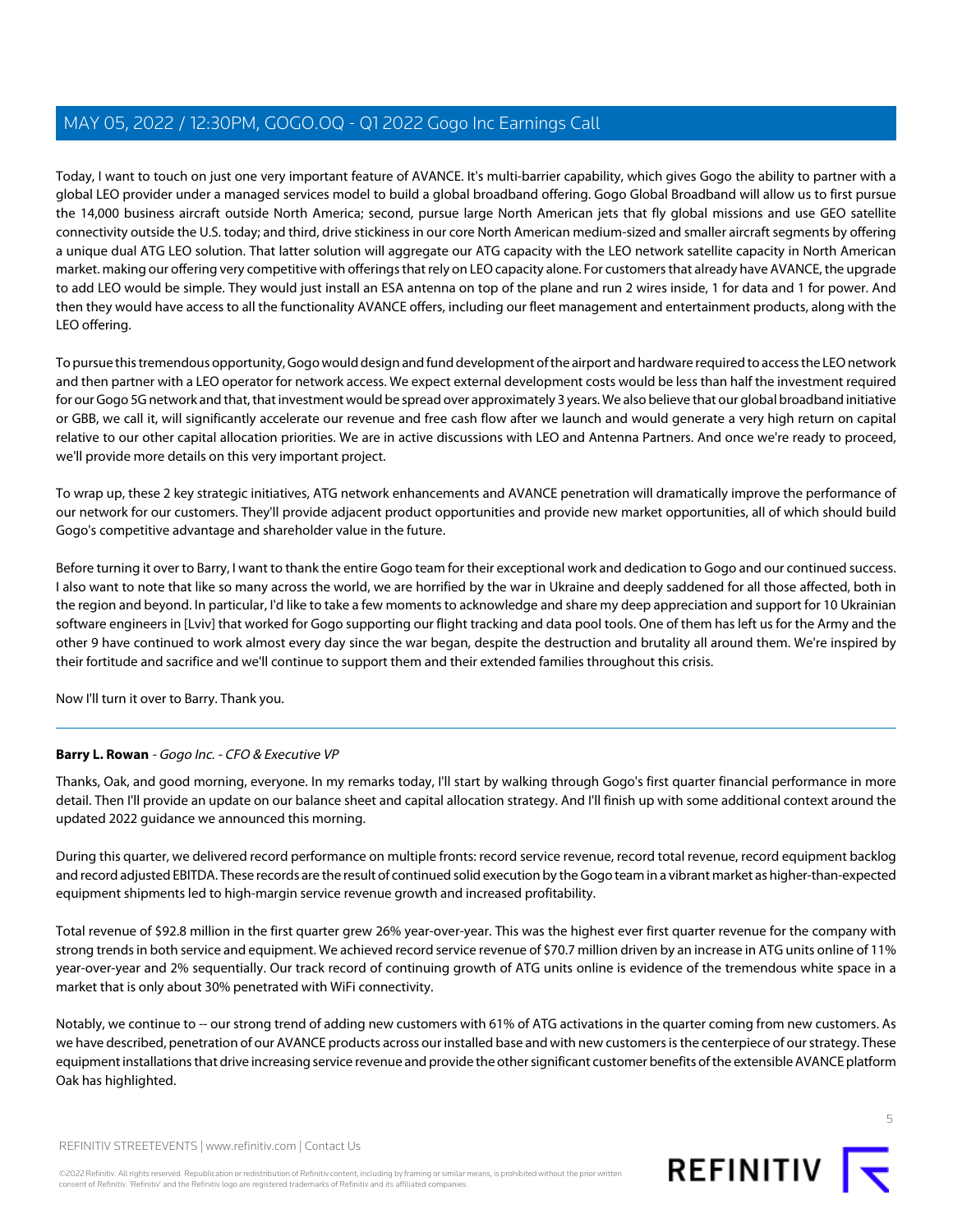Today, I want to touch on just one very important feature of AVANCE. It's multi-barrier capability, which gives Gogo the ability to partner with a global LEO provider under a managed services model to build a global broadband offering. Gogo Global Broadband will allow us to first pursue the 14,000 business aircraft outside North America; second, pursue large North American jets that fly global missions and use GEO satellite connectivity outside the U.S. today; and third, drive stickiness in our core North American medium-sized and smaller aircraft segments by offering a unique dual ATG LEO solution. That latter solution will aggregate our ATG capacity with the LEO network satellite capacity in North American market. making our offering very competitive with offerings that rely on LEO capacity alone. For customers that already have AVANCE, the upgrade to add LEO would be simple. They would just install an ESA antenna on top of the plane and run 2 wires inside, 1 for data and 1 for power. And then they would have access to all the functionality AVANCE offers, including our fleet management and entertainment products, along with the LEO offering.

To pursue this tremendous opportunity, Gogo would design and fund development of the airport and hardware required to access the LEO network and then partner with a LEO operator for network access. We expect external development costs would be less than half the investment required for our Gogo 5G network and that, that investment would be spread over approximately 3 years. We also believe that our global broadband initiative or GBB, we call it, will significantly accelerate our revenue and free cash flow after we launch and would generate a very high return on capital relative to our other capital allocation priorities. We are in active discussions with LEO and Antenna Partners. And once we're ready to proceed, we'll provide more details on this very important project.

To wrap up, these 2 key strategic initiatives, ATG network enhancements and AVANCE penetration will dramatically improve the performance of our network for our customers. They'll provide adjacent product opportunities and provide new market opportunities, all of which should build Gogo's competitive advantage and shareholder value in the future.

Before turning it over to Barry, I want to thank the entire Gogo team for their exceptional work and dedication to Gogo and our continued success. I also want to note that like so many across the world, we are horrified by the war in Ukraine and deeply saddened for all those affected, both in the region and beyond. In particular, I'd like to take a few moments to acknowledge and share my deep appreciation and support for 10 Ukrainian software engineers in [Lviv] that worked for Gogo supporting our flight tracking and data pool tools. One of them has left us for the Army and the other 9 have continued to work almost every day since the war began, despite the destruction and brutality all around them. We're inspired by their fortitude and sacrifice and we'll continue to support them and their extended families throughout this crisis.

Now I'll turn it over to Barry. Thank you.

---

**Barry L. Rowan** - *Gogo Inc. - CFO & Executive VP*

Thanks, Oak, and good morning, everyone. In my remarks today, I'll start by walking through Gogo's first quarter financial performance in more detail. Then I'll provide an update on our balance sheet and capital allocation strategy. And I'll finish up with some additional context around the updated 2022 guidance we announced this morning.

During this quarter, we delivered record performance on multiple fronts: record service revenue, record total revenue, record equipment backlog and record adjusted EBITDA. These records are the result of continued solid execution by the Gogo team in a vibrant market as higher-than-expected equipment shipments led to high-margin service revenue growth and increased profitability.

Total revenue of $92.8 million in the first quarter grew 26% year-over-year. This was the highest ever first quarter revenue for the company with strong trends in both service and equipment. We achieved record service revenue of $70.7 million driven by an increase in ATG units online of 11% year-over-year and 2% sequentially. Our track record of continuing growth of ATG units online is evidence of the tremendous white space in a market that is only about 30% penetrated with WiFi connectivity.

Notably, we continue to -- our strong trend of adding new customers with 61% of ATG activations in the quarter coming from new customers. As we have described, penetration of our AVANCE products across our installed base and with new customers is the centerpiece of our strategy. These equipment installations that drive increasing service revenue and provide the other significant customer benefits of the extensible AVANCE platform Oak has highlighted.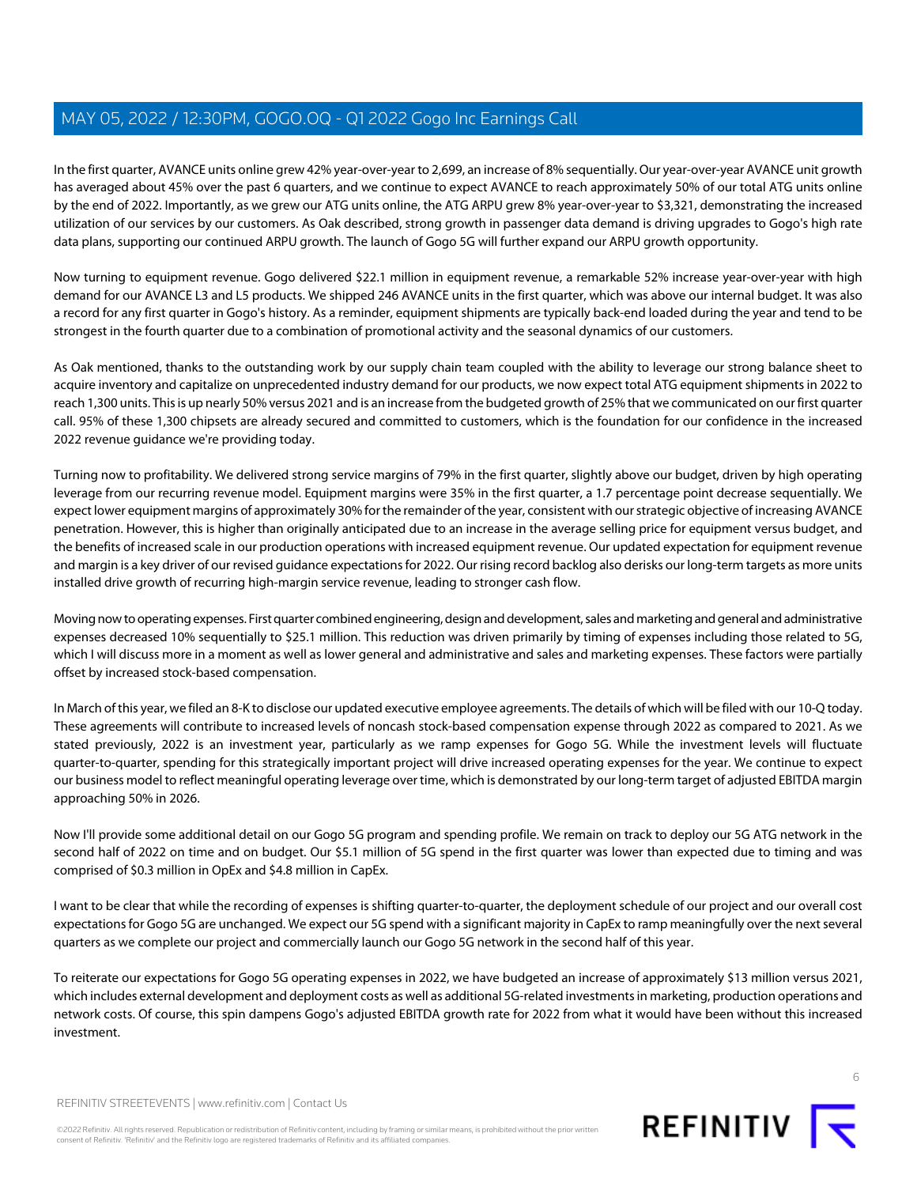In the first quarter, AVANCE units online grew 42% year-over-year to 2,699, an increase of 8% sequentially. Our year-over-year AVANCE unit growth has averaged about 45% over the past 6 quarters, and we continue to expect AVANCE to reach approximately 50% of our total ATG units online by the end of 2022. Importantly, as we grew our ATG units online, the ATG ARPU grew 8% year-over-year to $3,321, demonstrating the increased utilization of our services by our customers. As Oak described, strong growth in passenger data demand is driving upgrades to Gogo's high rate data plans, supporting our continued ARPU growth. The launch of Gogo 5G will further expand our ARPU growth opportunity.

Now turning to equipment revenue. Gogo delivered $22.1 million in equipment revenue, a remarkable 52% increase year-over-year with high demand for our AVANCE L3 and L5 products. We shipped 246 AVANCE units in the first quarter, which was above our internal budget. It was also a record for any first quarter in Gogo's history. As a reminder, equipment shipments are typically back-end loaded during the year and tend to be strongest in the fourth quarter due to a combination of promotional activity and the seasonal dynamics of our customers.

As Oak mentioned, thanks to the outstanding work by our supply chain team coupled with the ability to leverage our strong balance sheet to acquire inventory and capitalize on unprecedented industry demand for our products, we now expect total ATG equipment shipments in 2022 to reach 1,300 units. This is up nearly 50% versus 2021 and is an increase from the budgeted growth of 25% that we communicated on our first quarter call. 95% of these 1,300 chipsets are already secured and committed to customers, which is the foundation for our confidence in the increased 2022 revenue guidance we're providing today.

Turning now to profitability. We delivered strong service margins of 79% in the first quarter, slightly above our budget, driven by high operating leverage from our recurring revenue model. Equipment margins were 35% in the first quarter, a 1.7 percentage point decrease sequentially. We expect lower equipment margins of approximately 30% for the remainder of the year, consistent with our strategic objective of increasing AVANCE penetration. However, this is higher than originally anticipated due to an increase in the average selling price for equipment versus budget, and the benefits of increased scale in our production operations with increased equipment revenue. Our updated expectation for equipment revenue and margin is a key driver of our revised guidance expectations for 2022. Our rising record backlog also derisks our long-term targets as more units installed drive growth of recurring high-margin service revenue, leading to stronger cash flow.

Moving now to operating expenses. First quarter combined engineering, design and development, sales and marketing and general and administrative expenses decreased 10% sequentially to $25.1 million. This reduction was driven primarily by timing of expenses including those related to 5G, which I will discuss more in a moment as well as lower general and administrative and sales and marketing expenses. These factors were partially offset by increased stock-based compensation.

In March of this year, we filed an 8-K to disclose our updated executive employee agreements. The details of which will be filed with our 10-Q today. These agreements will contribute to increased levels of noncash stock-based compensation expense through 2022 as compared to 2021. As we stated previously, 2022 is an investment year, particularly as we ramp expenses for Gogo 5G. While the investment levels will fluctuate quarter-to-quarter, spending for this strategically important project will drive increased operating expenses for the year. We continue to expect our business model to reflect meaningful operating leverage over time, which is demonstrated by our long-term target of adjusted EBITDA margin approaching 50% in 2026.

Now I'll provide some additional detail on our Gogo 5G program and spending profile. We remain on track to deploy our 5G ATG network in the second half of 2022 on time and on budget. Our $5.1 million of 5G spend in the first quarter was lower than expected due to timing and was comprised of $0.3 million in OpEx and $4.8 million in CapEx.

I want to be clear that while the recording of expenses is shifting quarter-to-quarter, the deployment schedule of our project and our overall cost expectations for Gogo 5G are unchanged. We expect our 5G spend with a significant majority in CapEx to ramp meaningfully over the next several quarters as we complete our project and commercially launch our Gogo 5G network in the second half of this year.

To reiterate our expectations for Gogo 5G operating expenses in 2022, we have budgeted an increase of approximately $13 million versus 2021, which includes external development and deployment costs as well as additional 5G-related investments in marketing, production operations and network costs. Of course, this spin dampens Gogo's adjusted EBITDA growth rate for 2022 from what it would have been without this increased investment.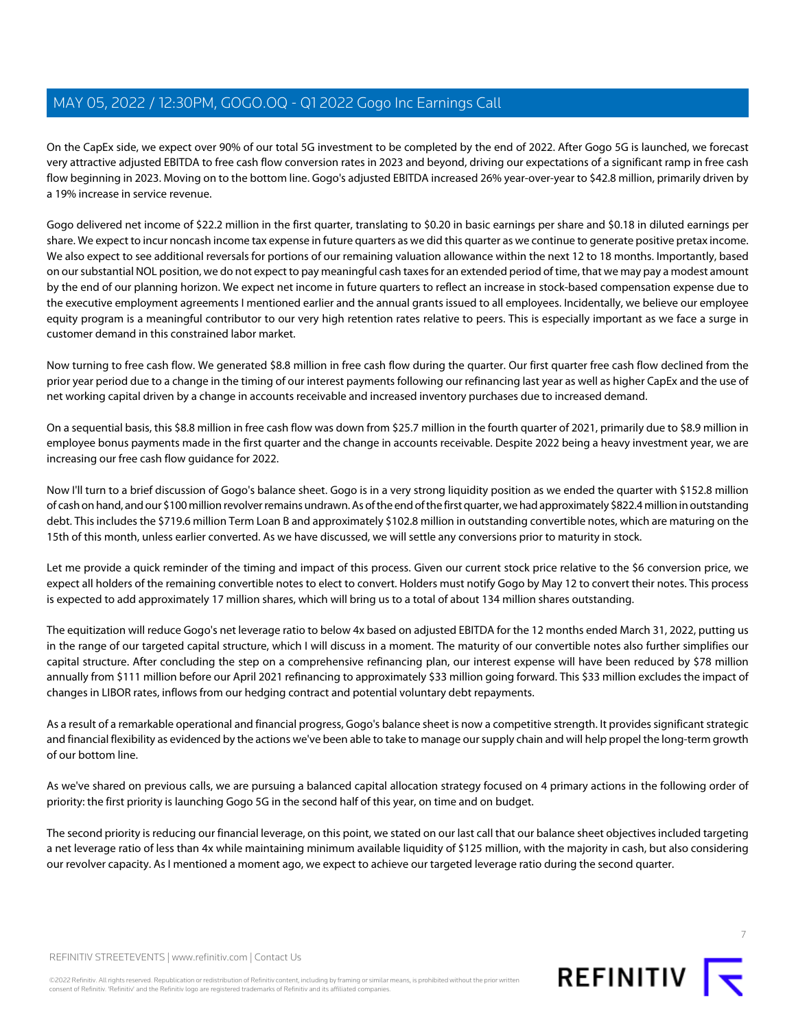On the CapEx side, we expect over 90% of our total 5G investment to be completed by the end of 2022. After Gogo 5G is launched, we forecast very attractive adjusted EBITDA to free cash flow conversion rates in 2023 and beyond, driving our expectations of a significant ramp in free cash flow beginning in 2023. Moving on to the bottom line. Gogo's adjusted EBITDA increased 26% year-over-year to $42.8 million, primarily driven by a 19% increase in service revenue.

Gogo delivered net income of $22.2 million in the first quarter, translating to $0.20 in basic earnings per share and $0.18 in diluted earnings per share. We expect to incur noncash income tax expense in future quarters as we did this quarter as we continue to generate positive pretax income. We also expect to see additional reversals for portions of our remaining valuation allowance within the next 12 to 18 months. Importantly, based on our substantial NOL position, we do not expect to pay meaningful cash taxes for an extended period of time, that we may pay a modest amount by the end of our planning horizon. We expect net income in future quarters to reflect an increase in stock-based compensation expense due to the executive employment agreements I mentioned earlier and the annual grants issued to all employees. Incidentally, we believe our employee equity program is a meaningful contributor to our very high retention rates relative to peers. This is especially important as we face a surge in customer demand in this constrained labor market.

Now turning to free cash flow. We generated $8.8 million in free cash flow during the quarter. Our first quarter free cash flow declined from the prior year period due to a change in the timing of our interest payments following our refinancing last year as well as higher CapEx and the use of net working capital driven by a change in accounts receivable and increased inventory purchases due to increased demand.

On a sequential basis, this $8.8 million in free cash flow was down from $25.7 million in the fourth quarter of 2021, primarily due to $8.9 million in employee bonus payments made in the first quarter and the change in accounts receivable. Despite 2022 being a heavy investment year, we are increasing our free cash flow guidance for 2022.

Now I'll turn to a brief discussion of Gogo's balance sheet. Gogo is in a very strong liquidity position as we ended the quarter with $152.8 million of cash on hand, and our $100 million revolver remains undrawn. As of the end of the first quarter, we had approximately $822.4 million in outstanding debt. This includes the $719.6 million Term Loan B and approximately $102.8 million in outstanding convertible notes, which are maturing on the 15th of this month, unless earlier converted. As we have discussed, we will settle any conversions prior to maturity in stock.

Let me provide a quick reminder of the timing and impact of this process. Given our current stock price relative to the $6 conversion price, we expect all holders of the remaining convertible notes to elect to convert. Holders must notify Gogo by May 12 to convert their notes. This process is expected to add approximately 17 million shares, which will bring us to a total of about 134 million shares outstanding.

The equitization will reduce Gogo's net leverage ratio to below 4x based on adjusted EBITDA for the 12 months ended March 31, 2022, putting us in the range of our targeted capital structure, which I will discuss in a moment. The maturity of our convertible notes also further simplifies our capital structure. After concluding the step on a comprehensive refinancing plan, our interest expense will have been reduced by $78 million annually from $111 million before our April 2021 refinancing to approximately $33 million going forward. This $33 million excludes the impact of changes in LIBOR rates, inflows from our hedging contract and potential voluntary debt repayments.

As a result of a remarkable operational and financial progress, Gogo's balance sheet is now a competitive strength. It provides significant strategic and financial flexibility as evidenced by the actions we've been able to take to manage our supply chain and will help propel the long-term growth of our bottom line.

As we've shared on previous calls, we are pursuing a balanced capital allocation strategy focused on 4 primary actions in the following order of priority: the first priority is launching Gogo 5G in the second half of this year, on time and on budget.

The second priority is reducing our financial leverage, on this point, we stated on our last call that our balance sheet objectives included targeting a net leverage ratio of less than 4x while maintaining minimum available liquidity of $125 million, with the majority in cash, but also considering our revolver capacity. As I mentioned a moment ago, we expect to achieve our targeted leverage ratio during the second quarter.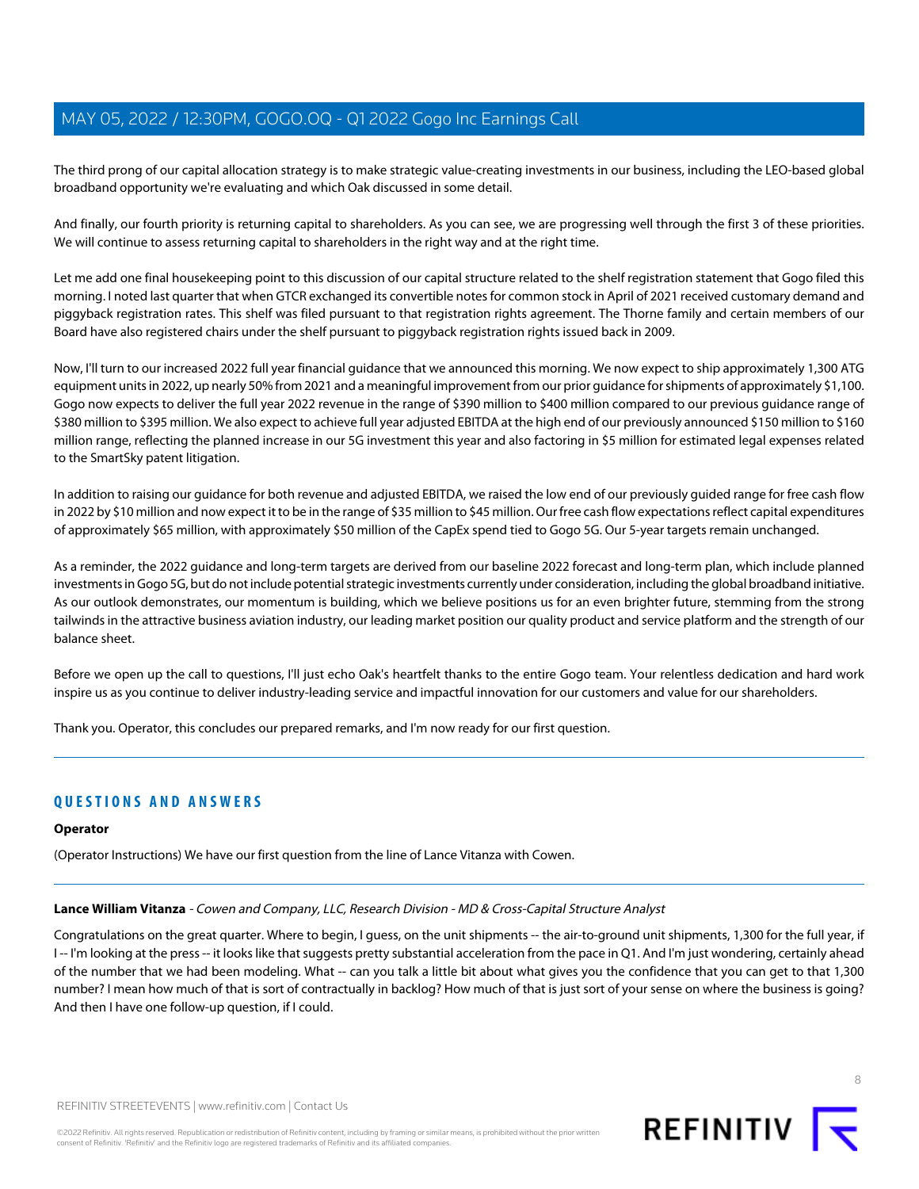The third prong of our capital allocation strategy is to make strategic value-creating investments in our business, including the LEO-based global broadband opportunity we're evaluating and which Oak discussed in some detail.

And finally, our fourth priority is returning capital to shareholders. As you can see, we are progressing well through the first 3 of these priorities. We will continue to assess returning capital to shareholders in the right way and at the right time.

Let me add one final housekeeping point to this discussion of our capital structure related to the shelf registration statement that Gogo filed this morning. I noted last quarter that when GTCR exchanged its convertible notes for common stock in April of 2021 received customary demand and piggyback registration rates. This shelf was filed pursuant to that registration rights agreement. The Thorne family and certain members of our Board have also registered chairs under the shelf pursuant to piggyback registration rights issued back in 2009.

Now, I'll turn to our increased 2022 full year financial guidance that we announced this morning. We now expect to ship approximately 1,300 ATG equipment units in 2022, up nearly 50% from 2021 and a meaningful improvement from our prior guidance for shipments of approximately $1,100. Gogo now expects to deliver the full year 2022 revenue in the range of $390 million to $400 million compared to our previous guidance range of $380 million to $395 million. We also expect to achieve full year adjusted EBITDA at the high end of our previously announced $150 million to $160 million range, reflecting the planned increase in our 5G investment this year and also factoring in $5 million for estimated legal expenses related to the SmartSky patent litigation.

In addition to raising our guidance for both revenue and adjusted EBITDA, we raised the low end of our previously guided range for free cash flow in 2022 by $10 million and now expect it to be in the range of $35 million to $45 million. Our free cash flow expectations reflect capital expenditures of approximately $65 million, with approximately $50 million of the CapEx spend tied to Gogo 5G. Our 5-year targets remain unchanged.

As a reminder, the 2022 guidance and long-term targets are derived from our baseline 2022 forecast and long-term plan, which include planned investments in Gogo 5G, but do not include potential strategic investments currently under consideration, including the global broadband initiative. As our outlook demonstrates, our momentum is building, which we believe positions us for an even brighter future, stemming from the strong tailwinds in the attractive business aviation industry, our leading market position our quality product and service platform and the strength of our balance sheet.

Before we open up the call to questions, I'll just echo Oak's heartfelt thanks to the entire Gogo team. Your relentless dedication and hard work inspire us as you continue to deliver industry-leading service and impactful innovation for our customers and value for our shareholders.

Thank you. Operator, this concludes our prepared remarks, and I'm now ready for our first question.

---

## QUESTIONS AND ANSWERS

**Operator**

(Operator Instructions) We have our first question from the line of Lance Vitanza with Cowen.

---

**Lance William Vitanza** - *Cowen and Company, LLC, Research Division - MD & Cross-Capital Structure Analyst*

Congratulations on the great quarter. Where to begin, I guess, on the unit shipments -- the air-to-ground unit shipments, 1,300 for the full year, if I -- I'm looking at the press -- it looks like that suggests pretty substantial acceleration from the pace in Q1. And I'm just wondering, certainly ahead of the number that we had been modeling. What -- can you talk a little bit about what gives you the confidence that you can get to that 1,300 number? I mean how much of that is sort of contractually in backlog? How much of that is just sort of your sense on where the business is going? And then I have one follow-up question, if I could.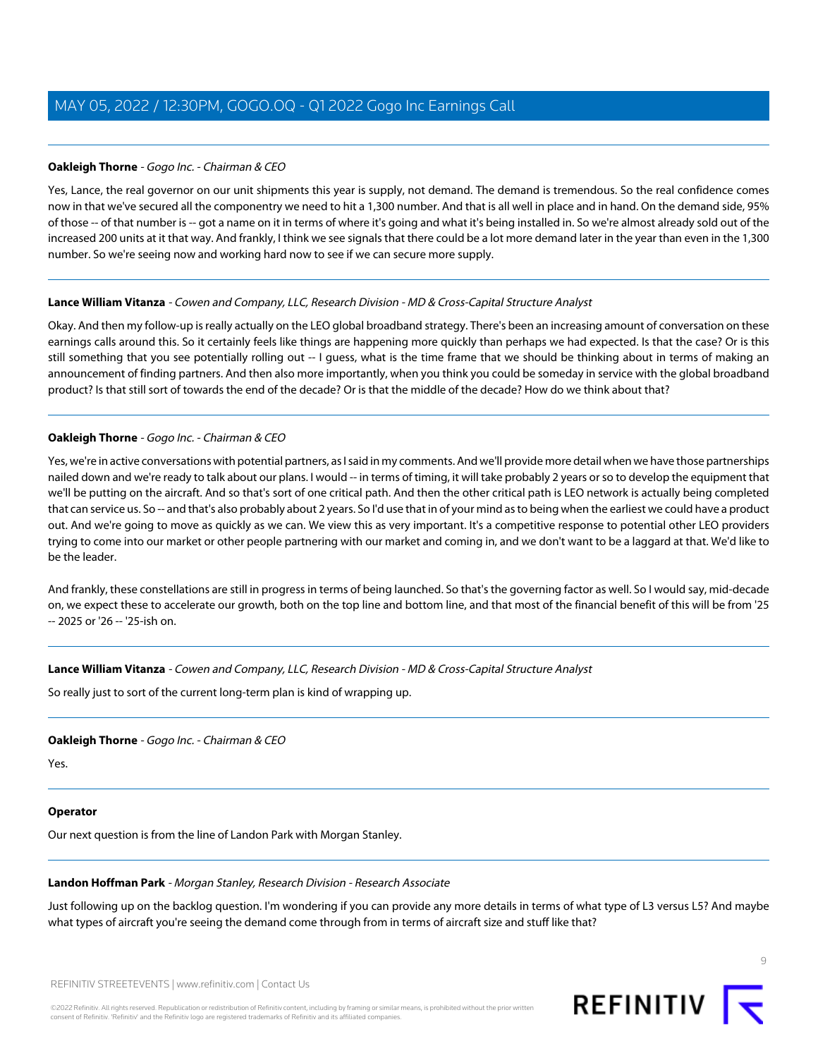**Oakleigh Thorne** - *Gogo Inc. - Chairman & CEO*

Yes, Lance, the real governor on our unit shipments this year is supply, not demand. The demand is tremendous. So the real confidence comes now in that we've secured all the componentry we need to hit a 1,300 number. And that is all well in place and in hand. On the demand side, 95% of those -- of that number is -- got a name on it in terms of where it's going and what it's being installed in. So we're almost already sold out of the increased 200 units at it that way. And frankly, I think we see signals that there could be a lot more demand later in the year than even in the 1,300 number. So we're seeing now and working hard now to see if we can secure more supply.

**Lance William Vitanza** - *Cowen and Company, LLC, Research Division - MD & Cross-Capital Structure Analyst*

Okay. And then my follow-up is really actually on the LEO global broadband strategy. There's been an increasing amount of conversation on these earnings calls around this. So it certainly feels like things are happening more quickly than perhaps we had expected. Is that the case? Or is this still something that you see potentially rolling out -- I guess, what is the time frame that we should be thinking about in terms of making an announcement of finding partners. And then also more importantly, when you think you could be someday in service with the global broadband product? Is that still sort of towards the end of the decade? Or is that the middle of the decade? How do we think about that?

**Oakleigh Thorne** - *Gogo Inc. - Chairman & CEO*

Yes, we're in active conversations with potential partners, as I said in my comments. And we'll provide more detail when we have those partnerships nailed down and we're ready to talk about our plans. I would -- in terms of timing, it will take probably 2 years or so to develop the equipment that we'll be putting on the aircraft. And so that's sort of one critical path. And then the other critical path is LEO network is actually being completed that can service us. So -- and that's also probably about 2 years. So I'd use that in of your mind as to being when the earliest we could have a product out. And we're going to move as quickly as we can. We view this as very important. It's a competitive response to potential other LEO providers trying to come into our market or other people partnering with our market and coming in, and we don't want to be a laggard at that. We'd like to be the leader.

And frankly, these constellations are still in progress in terms of being launched. So that's the governing factor as well. So I would say, mid-decade on, we expect these to accelerate our growth, both on the top line and bottom line, and that most of the financial benefit of this will be from '25 -- 2025 or '26 -- '25-ish on.

**Lance William Vitanza** - *Cowen and Company, LLC, Research Division - MD & Cross-Capital Structure Analyst*

So really just to sort of the current long-term plan is kind of wrapping up.

**Oakleigh Thorne** - *Gogo Inc. - Chairman & CEO*

Yes.

**Operator**

Our next question is from the line of Landon Park with Morgan Stanley.

**Landon Hoffman Park** - *Morgan Stanley, Research Division - Research Associate*

Just following up on the backlog question. I'm wondering if you can provide any more details in terms of what type of L3 versus L5? And maybe what types of aircraft you're seeing the demand come through from in terms of aircraft size and stuff like that?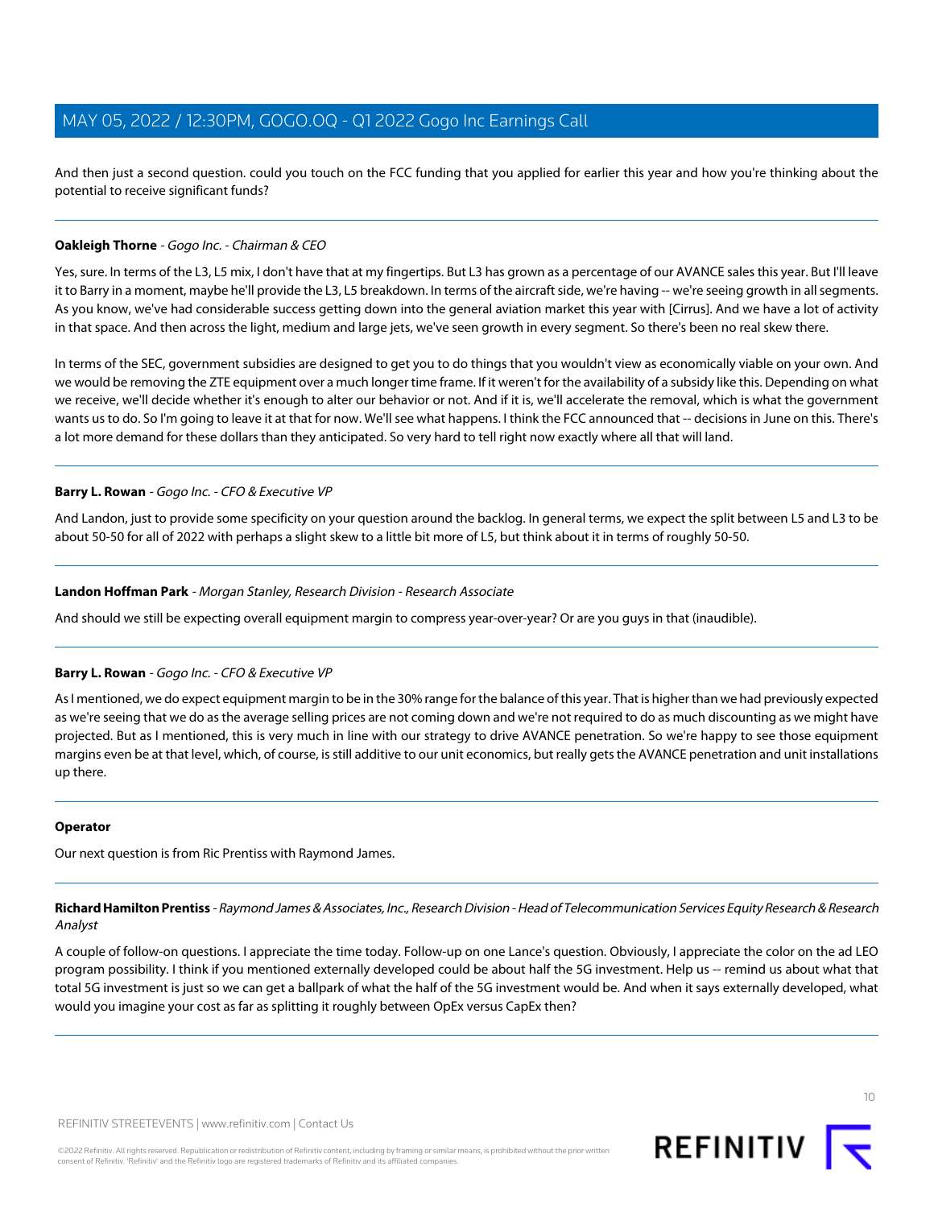And then just a second question. could you touch on the FCC funding that you applied for earlier this year and how you're thinking about the potential to receive significant funds?

---

**Oakleigh Thorne** - *Gogo Inc. - Chairman & CEO*

Yes, sure. In terms of the L3, L5 mix, I don't have that at my fingertips. But L3 has grown as a percentage of our AVANCE sales this year. But I'll leave it to Barry in a moment, maybe he'll provide the L3, L5 breakdown. In terms of the aircraft side, we're having -- we're seeing growth in all segments. As you know, we've had considerable success getting down into the general aviation market this year with [Cirrus]. And we have a lot of activity in that space. And then across the light, medium and large jets, we've seen growth in every segment. So there's been no real skew there.

In terms of the SEC, government subsidies are designed to get you to do things that you wouldn't view as economically viable on your own. And we would be removing the ZTE equipment over a much longer time frame. If it weren't for the availability of a subsidy like this. Depending on what we receive, we'll decide whether it's enough to alter our behavior or not. And if it is, we'll accelerate the removal, which is what the government wants us to do. So I'm going to leave it at that for now. We'll see what happens. I think the FCC announced that -- decisions in June on this. There's a lot more demand for these dollars than they anticipated. So very hard to tell right now exactly where all that will land.

---

**Barry L. Rowan** - *Gogo Inc. - CFO & Executive VP*

And Landon, just to provide some specificity on your question around the backlog. In general terms, we expect the split between L5 and L3 to be about 50-50 for all of 2022 with perhaps a slight skew to a little bit more of L5, but think about it in terms of roughly 50-50.

---

**Landon Hoffman Park** - *Morgan Stanley, Research Division - Research Associate*

And should we still be expecting overall equipment margin to compress year-over-year? Or are you guys in that (inaudible).

---

**Barry L. Rowan** - *Gogo Inc. - CFO & Executive VP*

As I mentioned, we do expect equipment margin to be in the 30% range for the balance of this year. That is higher than we had previously expected as we're seeing that we do as the average selling prices are not coming down and we're not required to do as much discounting as we might have projected. But as I mentioned, this is very much in line with our strategy to drive AVANCE penetration. So we're happy to see those equipment margins even be at that level, which, of course, is still additive to our unit economics, but really gets the AVANCE penetration and unit installations up there.

---

**Operator**

Our next question is from Ric Prentiss with Raymond James.

---

**Richard Hamilton Prentiss** - *Raymond James & Associates, Inc., Research Division - Head of Telecommunication Services Equity Research & Research Analyst*

A couple of follow-on questions. I appreciate the time today. Follow-up on one Lance's question. Obviously, I appreciate the color on the ad LEO program possibility. I think if you mentioned externally developed could be about half the 5G investment. Help us -- remind us about what that total 5G investment is just so we can get a ballpark of what the half of the 5G investment would be. And when it says externally developed, what would you imagine your cost as far as splitting it roughly between OpEx versus CapEx then?

---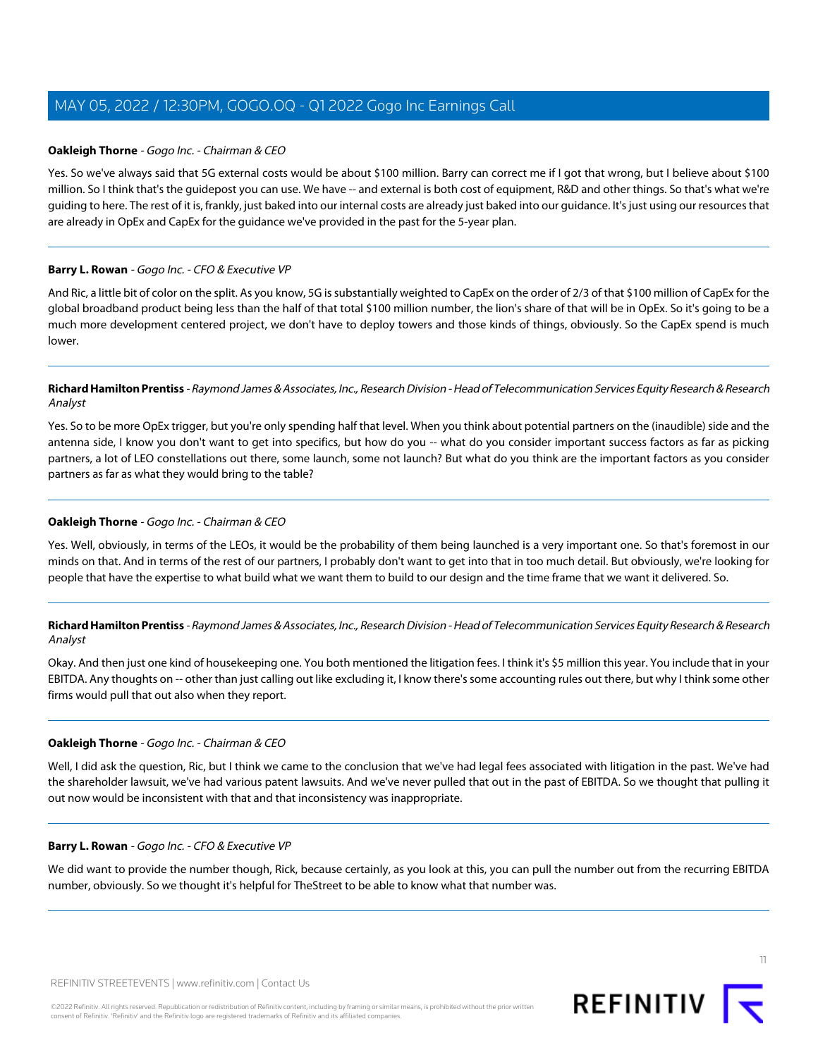**Oakleigh Thorne** - *Gogo Inc. - Chairman & CEO*

Yes. So we've always said that 5G external costs would be about $100 million. Barry can correct me if I got that wrong, but I believe about $100 million. So I think that's the guidepost you can use. We have -- and external is both cost of equipment, R&D and other things. So that's what we're guiding to here. The rest of it is, frankly, just baked into our internal costs are already just baked into our guidance. It's just using our resources that are already in OpEx and CapEx for the guidance we've provided in the past for the 5-year plan.

---

**Barry L. Rowan** - *Gogo Inc. - CFO & Executive VP*

And Ric, a little bit of color on the split. As you know, 5G is substantially weighted to CapEx on the order of 2/3 of that $100 million of CapEx for the global broadband product being less than the half of that total $100 million number, the lion's share of that will be in OpEx. So it's going to be a much more development centered project, we don't have to deploy towers and those kinds of things, obviously. So the CapEx spend is much lower.

---

**Richard Hamilton Prentiss** - *Raymond James & Associates, Inc., Research Division - Head of Telecommunication Services Equity Research & Research Analyst*

Yes. So to be more OpEx trigger, but you're only spending half that level. When you think about potential partners on the (inaudible) side and the antenna side, I know you don't want to get into specifics, but how do you -- what do you consider important success factors as far as picking partners, a lot of LEO constellations out there, some launch, some not launch? But what do you think are the important factors as you consider partners as far as what they would bring to the table?

---

**Oakleigh Thorne** - *Gogo Inc. - Chairman & CEO*

Yes. Well, obviously, in terms of the LEOs, it would be the probability of them being launched is a very important one. So that's foremost in our minds on that. And in terms of the rest of our partners, I probably don't want to get into that in too much detail. But obviously, we're looking for people that have the expertise to what build what we want them to build to our design and the time frame that we want it delivered. So.

---

**Richard Hamilton Prentiss** - *Raymond James & Associates, Inc., Research Division - Head of Telecommunication Services Equity Research & Research Analyst*

Okay. And then just one kind of housekeeping one. You both mentioned the litigation fees. I think it's $5 million this year. You include that in your EBITDA. Any thoughts on -- other than just calling out like excluding it, I know there's some accounting rules out there, but why I think some other firms would pull that out also when they report.

---

**Oakleigh Thorne** - *Gogo Inc. - Chairman & CEO*

Well, I did ask the question, Ric, but I think we came to the conclusion that we've had legal fees associated with litigation in the past. We've had the shareholder lawsuit, we've had various patent lawsuits. And we've never pulled that out in the past of EBITDA. So we thought that pulling it out now would be inconsistent with that and that inconsistency was inappropriate.

---

**Barry L. Rowan** - *Gogo Inc. - CFO & Executive VP*

We did want to provide the number though, Rick, because certainly, as you look at this, you can pull the number out from the recurring EBITDA number, obviously. So we thought it's helpful for TheStreet to be able to know what that number was.

---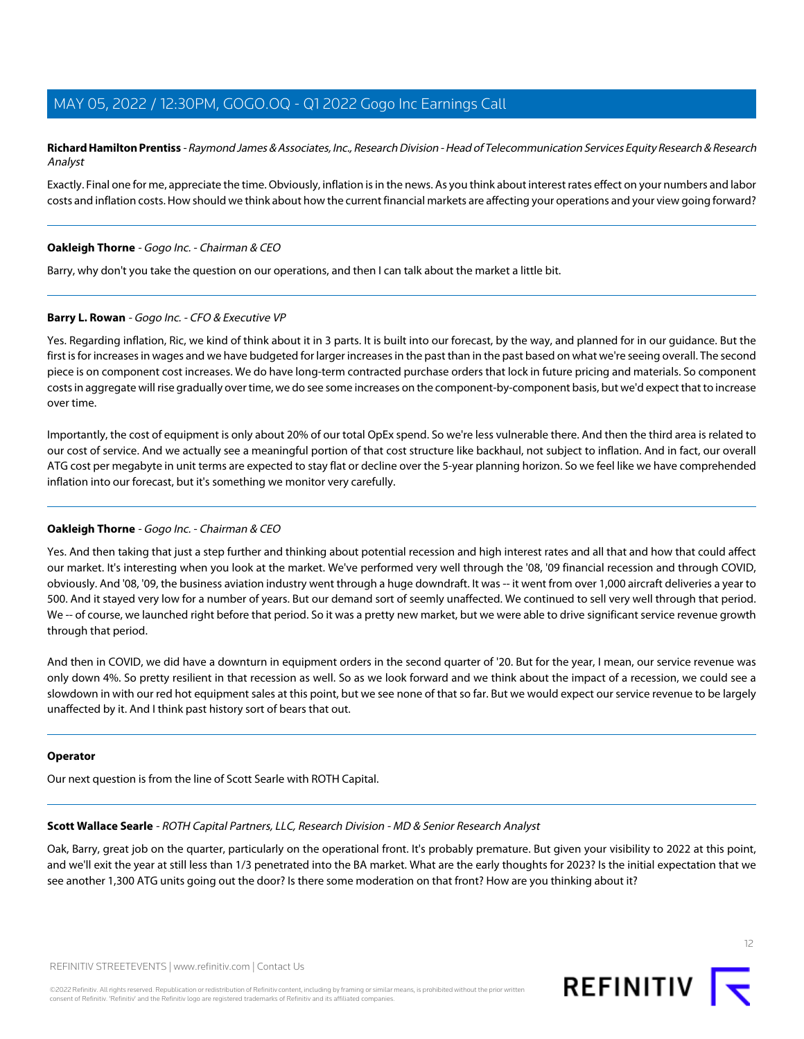**Richard Hamilton Prentiss** - *Raymond James & Associates, Inc., Research Division - Head of Telecommunication Services Equity Research & Research Analyst*

Exactly. Final one for me, appreciate the time. Obviously, inflation is in the news. As you think about interest rates effect on your numbers and labor costs and inflation costs. How should we think about how the current financial markets are affecting your operations and your view going forward?

---

**Oakleigh Thorne** - *Gogo Inc. - Chairman & CEO*

Barry, why don't you take the question on our operations, and then I can talk about the market a little bit.

---

**Barry L. Rowan** - *Gogo Inc. - CFO & Executive VP*

Yes. Regarding inflation, Ric, we kind of think about it in 3 parts. It is built into our forecast, by the way, and planned for in our guidance. But the first is for increases in wages and we have budgeted for larger increases in the past than in the past based on what we're seeing overall. The second piece is on component cost increases. We do have long-term contracted purchase orders that lock in future pricing and materials. So component costs in aggregate will rise gradually over time, we do see some increases on the component-by-component basis, but we'd expect that to increase over time.

Importantly, the cost of equipment is only about 20% of our total OpEx spend. So we're less vulnerable there. And then the third area is related to our cost of service. And we actually see a meaningful portion of that cost structure like backhaul, not subject to inflation. And in fact, our overall ATG cost per megabyte in unit terms are expected to stay flat or decline over the 5-year planning horizon. So we feel like we have comprehended inflation into our forecast, but it's something we monitor very carefully.

---

**Oakleigh Thorne** - *Gogo Inc. - Chairman & CEO*

Yes. And then taking that just a step further and thinking about potential recession and high interest rates and all that and how that could affect our market. It's interesting when you look at the market. We've performed very well through the '08, '09 financial recession and through COVID, obviously. And '08, '09, the business aviation industry went through a huge downdraft. It was -- it went from over 1,000 aircraft deliveries a year to 500. And it stayed very low for a number of years. But our demand sort of seemly unaffected. We continued to sell very well through that period. We -- of course, we launched right before that period. So it was a pretty new market, but we were able to drive significant service revenue growth through that period.

And then in COVID, we did have a downturn in equipment orders in the second quarter of '20. But for the year, I mean, our service revenue was only down 4%. So pretty resilient in that recession as well. So as we look forward and we think about the impact of a recession, we could see a slowdown in with our red hot equipment sales at this point, but we see none of that so far. But we would expect our service revenue to be largely unaffected by it. And I think past history sort of bears that out.

---

**Operator**

Our next question is from the line of Scott Searle with ROTH Capital.

---

**Scott Wallace Searle** - *ROTH Capital Partners, LLC, Research Division - MD & Senior Research Analyst*

Oak, Barry, great job on the quarter, particularly on the operational front. It's probably premature. But given your visibility to 2022 at this point, and we'll exit the year at still less than 1/3 penetrated into the BA market. What are the early thoughts for 2023? Is the initial expectation that we see another 1,300 ATG units going out the door? Is there some moderation on that front? How are you thinking about it?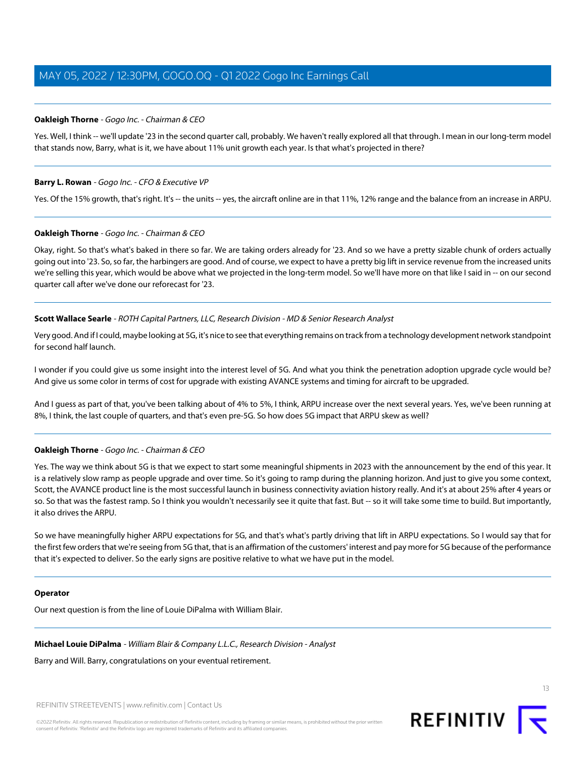**Oakleigh Thorne** - *Gogo Inc. - Chairman & CEO*

Yes. Well, I think -- we'll update '23 in the second quarter call, probably. We haven't really explored all that through. I mean in our long-term model that stands now, Barry, what is it, we have about 11% unit growth each year. Is that what's projected in there?

---

**Barry L. Rowan** - *Gogo Inc. - CFO & Executive VP*

Yes. Of the 15% growth, that's right. It's -- the units -- yes, the aircraft online are in that 11%, 12% range and the balance from an increase in ARPU.

---

**Oakleigh Thorne** - *Gogo Inc. - Chairman & CEO*

Okay, right. So that's what's baked in there so far. We are taking orders already for '23. And so we have a pretty sizable chunk of orders actually going out into '23. So, so far, the harbingers are good. And of course, we expect to have a pretty big lift in service revenue from the increased units we're selling this year, which would be above what we projected in the long-term model. So we'll have more on that like I said in -- on our second quarter call after we've done our reforecast for '23.

---

**Scott Wallace Searle** - *ROTH Capital Partners, LLC, Research Division - MD & Senior Research Analyst*

Very good. And if I could, maybe looking at 5G, it's nice to see that everything remains on track from a technology development network standpoint for second half launch.

I wonder if you could give us some insight into the interest level of 5G. And what you think the penetration adoption upgrade cycle would be? And give us some color in terms of cost for upgrade with existing AVANCE systems and timing for aircraft to be upgraded.

And I guess as part of that, you've been talking about of 4% to 5%, I think, ARPU increase over the next several years. Yes, we've been running at 8%, I think, the last couple of quarters, and that's even pre-5G. So how does 5G impact that ARPU skew as well?

---

**Oakleigh Thorne** - *Gogo Inc. - Chairman & CEO*

Yes. The way we think about 5G is that we expect to start some meaningful shipments in 2023 with the announcement by the end of this year. It is a relatively slow ramp as people upgrade and over time. So it's going to ramp during the planning horizon. And just to give you some context, Scott, the AVANCE product line is the most successful launch in business connectivity aviation history really. And it's at about 25% after 4 years or so. So that was the fastest ramp. So I think you wouldn't necessarily see it quite that fast. But -- so it will take some time to build. But importantly, it also drives the ARPU.

So we have meaningfully higher ARPU expectations for 5G, and that's what's partly driving that lift in ARPU expectations. So I would say that for the first few orders that we're seeing from 5G that, that is an affirmation of the customers' interest and pay more for 5G because of the performance that it's expected to deliver. So the early signs are positive relative to what we have put in the model.

---

**Operator**

Our next question is from the line of Louie DiPalma with William Blair.

---

**Michael Louie DiPalma** - *William Blair & Company L.L.C., Research Division - Analyst*

Barry and Will. Barry, congratulations on your eventual retirement.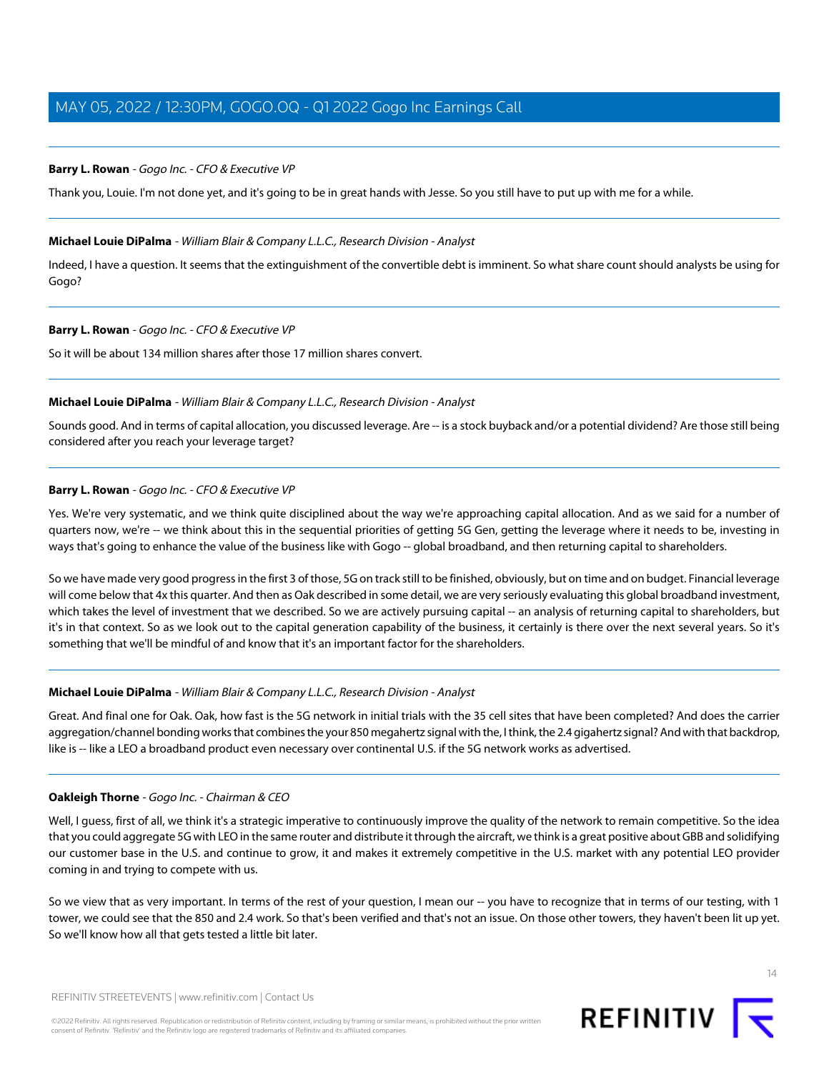**Barry L. Rowan** - *Gogo Inc. - CFO & Executive VP*

Thank you, Louie. I'm not done yet, and it's going to be in great hands with Jesse. So you still have to put up with me for a while.

---

**Michael Louie DiPalma** - *William Blair & Company L.L.C., Research Division - Analyst*

Indeed, I have a question. It seems that the extinguishment of the convertible debt is imminent. So what share count should analysts be using for Gogo?

---

**Barry L. Rowan** - *Gogo Inc. - CFO & Executive VP*

So it will be about 134 million shares after those 17 million shares convert.

---

**Michael Louie DiPalma** - *William Blair & Company L.L.C., Research Division - Analyst*

Sounds good. And in terms of capital allocation, you discussed leverage. Are -- is a stock buyback and/or a potential dividend? Are those still being considered after you reach your leverage target?

---

**Barry L. Rowan** - *Gogo Inc. - CFO & Executive VP*

Yes. We're very systematic, and we think quite disciplined about the way we're approaching capital allocation. And as we said for a number of quarters now, we're -- we think about this in the sequential priorities of getting 5G Gen, getting the leverage where it needs to be, investing in ways that's going to enhance the value of the business like with Gogo -- global broadband, and then returning capital to shareholders.

So we have made very good progress in the first 3 of those, 5G on track still to be finished, obviously, but on time and on budget. Financial leverage will come below that 4x this quarter. And then as Oak described in some detail, we are very seriously evaluating this global broadband investment, which takes the level of investment that we described. So we are actively pursuing capital -- an analysis of returning capital to shareholders, but it's in that context. So as we look out to the capital generation capability of the business, it certainly is there over the next several years. So it's something that we'll be mindful of and know that it's an important factor for the shareholders.

---

**Michael Louie DiPalma** - *William Blair & Company L.L.C., Research Division - Analyst*

Great. And final one for Oak. Oak, how fast is the 5G network in initial trials with the 35 cell sites that have been completed? And does the carrier aggregation/channel bonding works that combines the your 850 megahertz signal with the, I think, the 2.4 gigahertz signal? And with that backdrop, like is -- like a LEO a broadband product even necessary over continental U.S. if the 5G network works as advertised.

---

**Oakleigh Thorne** - *Gogo Inc. - Chairman & CEO*

Well, I guess, first of all, we think it's a strategic imperative to continuously improve the quality of the network to remain competitive. So the idea that you could aggregate 5G with LEO in the same router and distribute it through the aircraft, we think is a great positive about GBB and solidifying our customer base in the U.S. and continue to grow, it and makes it extremely competitive in the U.S. market with any potential LEO provider coming in and trying to compete with us.

So we view that as very important. In terms of the rest of your question, I mean our -- you have to recognize that in terms of our testing, with 1 tower, we could see that the 850 and 2.4 work. So that's been verified and that's not an issue. On those other towers, they haven't been lit up yet. So we'll know how all that gets tested a little bit later.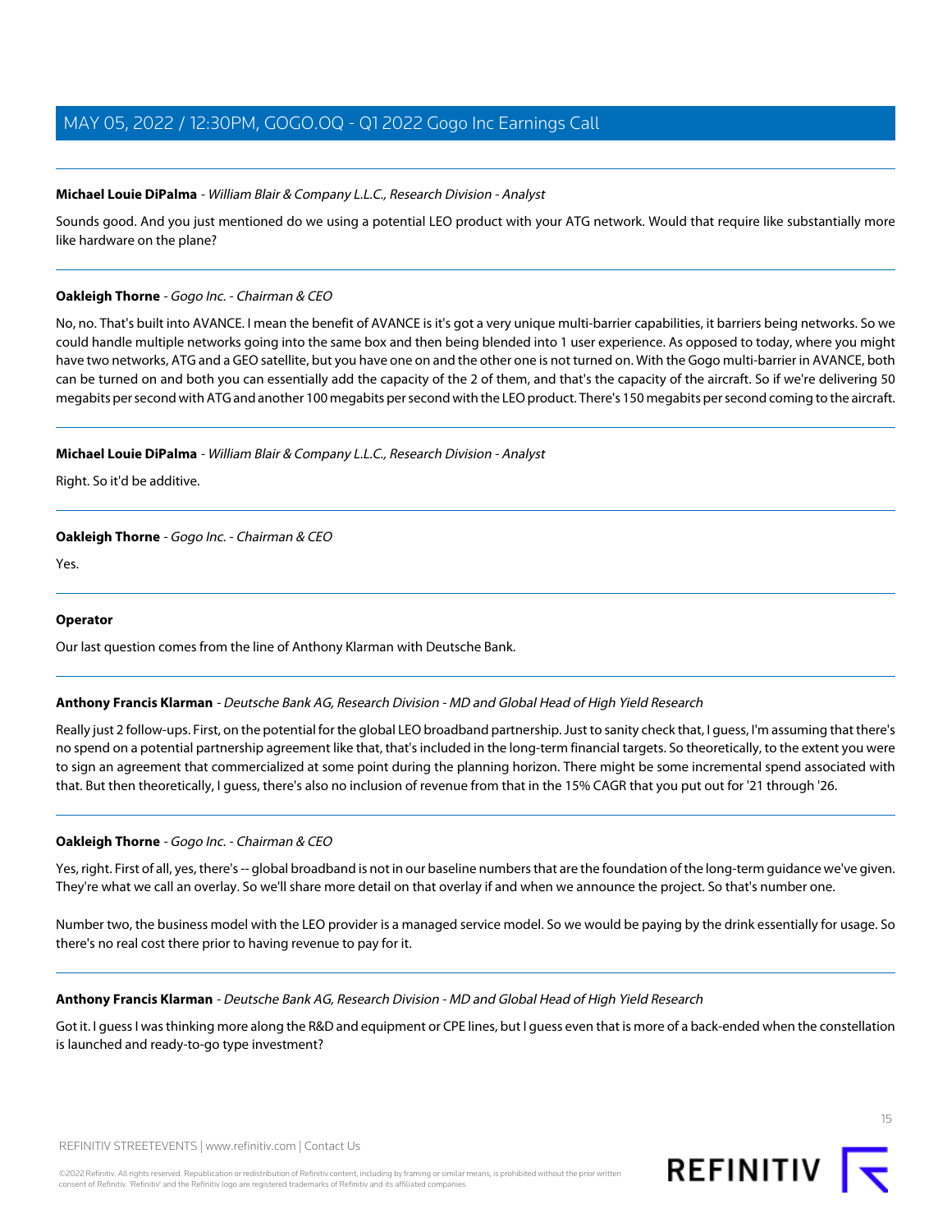**Michael Louie DiPalma** - *William Blair & Company L.L.C., Research Division - Analyst*

Sounds good. And you just mentioned do we using a potential LEO product with your ATG network. Would that require like substantially more like hardware on the plane?

---

**Oakleigh Thorne** - *Gogo Inc. - Chairman & CEO*

No, no. That's built into AVANCE. I mean the benefit of AVANCE is it's got a very unique multi-barrier capabilities, it barriers being networks. So we could handle multiple networks going into the same box and then being blended into 1 user experience. As opposed to today, where you might have two networks, ATG and a GEO satellite, but you have one on and the other one is not turned on. With the Gogo multi-barrier in AVANCE, both can be turned on and both you can essentially add the capacity of the 2 of them, and that's the capacity of the aircraft. So if we're delivering 50 megabits per second with ATG and another 100 megabits per second with the LEO product. There's 150 megabits per second coming to the aircraft.

---

**Michael Louie DiPalma** - *William Blair & Company L.L.C., Research Division - Analyst*

Right. So it'd be additive.

---

**Oakleigh Thorne** - *Gogo Inc. - Chairman & CEO*

Yes.

---

**Operator**

Our last question comes from the line of Anthony Klarman with Deutsche Bank.

---

**Anthony Francis Klarman** - *Deutsche Bank AG, Research Division - MD and Global Head of High Yield Research*

Really just 2 follow-ups. First, on the potential for the global LEO broadband partnership. Just to sanity check that, I guess, I'm assuming that there's no spend on a potential partnership agreement like that, that's included in the long-term financial targets. So theoretically, to the extent you were to sign an agreement that commercialized at some point during the planning horizon. There might be some incremental spend associated with that. But then theoretically, I guess, there's also no inclusion of revenue from that in the 15% CAGR that you put out for '21 through '26.

---

**Oakleigh Thorne** - *Gogo Inc. - Chairman & CEO*

Yes, right. First of all, yes, there's -- global broadband is not in our baseline numbers that are the foundation of the long-term guidance we've given. They're what we call an overlay. So we'll share more detail on that overlay if and when we announce the project. So that's number one.

Number two, the business model with the LEO provider is a managed service model. So we would be paying by the drink essentially for usage. So there's no real cost there prior to having revenue to pay for it.

---

**Anthony Francis Klarman** - *Deutsche Bank AG, Research Division - MD and Global Head of High Yield Research*

Got it. I guess I was thinking more along the R&D and equipment or CPE lines, but I guess even that is more of a back-ended when the constellation is launched and ready-to-go type investment?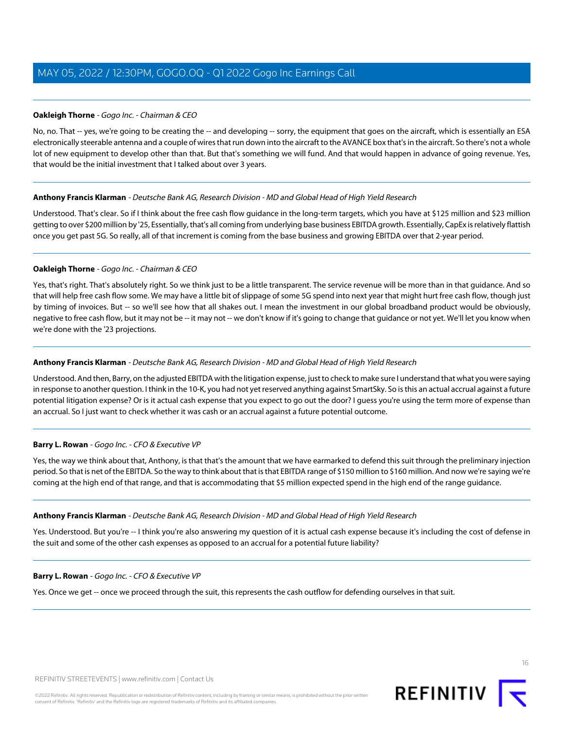**Oakleigh Thorne** - *Gogo Inc. - Chairman & CEO*

No, no. That -- yes, we're going to be creating the -- and developing -- sorry, the equipment that goes on the aircraft, which is essentially an ESA electronically steerable antenna and a couple of wires that run down into the aircraft to the AVANCE box that's in the aircraft. So there's not a whole lot of new equipment to develop other than that. But that's something we will fund. And that would happen in advance of going revenue. Yes, that would be the initial investment that I talked about over 3 years.

---

**Anthony Francis Klarman** - *Deutsche Bank AG, Research Division - MD and Global Head of High Yield Research*

Understood. That's clear. So if I think about the free cash flow guidance in the long-term targets, which you have at $125 million and $23 million getting to over $200 million by '25, Essentially, that's all coming from underlying base business EBITDA growth. Essentially, CapEx is relatively flattish once you get past 5G. So really, all of that increment is coming from the base business and growing EBITDA over that 2-year period.

---

**Oakleigh Thorne** - *Gogo Inc. - Chairman & CEO*

Yes, that's right. That's absolutely right. So we think just to be a little transparent. The service revenue will be more than in that guidance. And so that will help free cash flow some. We may have a little bit of slippage of some 5G spend into next year that might hurt free cash flow, though just by timing of invoices. But -- so we'll see how that all shakes out. I mean the investment in our global broadband product would be obviously, negative to free cash flow, but it may not be -- it may not -- we don't know if it's going to change that guidance or not yet. We'll let you know when we're done with the '23 projections.

---

**Anthony Francis Klarman** - *Deutsche Bank AG, Research Division - MD and Global Head of High Yield Research*

Understood. And then, Barry, on the adjusted EBITDA with the litigation expense, just to check to make sure I understand that what you were saying in response to another question. I think in the 10-K, you had not yet reserved anything against SmartSky. So is this an actual accrual against a future potential litigation expense? Or is it actual cash expense that you expect to go out the door? I guess you're using the term more of expense than an accrual. So I just want to check whether it was cash or an accrual against a future potential outcome.

---

**Barry L. Rowan** - *Gogo Inc. - CFO & Executive VP*

Yes, the way we think about that, Anthony, is that that's the amount that we have earmarked to defend this suit through the preliminary injection period. So that is net of the EBITDA. So the way to think about that is that EBITDA range of $150 million to $160 million. And now we're saying we're coming at the high end of that range, and that is accommodating that $5 million expected spend in the high end of the range guidance.

---

**Anthony Francis Klarman** - *Deutsche Bank AG, Research Division - MD and Global Head of High Yield Research*

Yes. Understood. But you're -- I think you're also answering my question of it is actual cash expense because it's including the cost of defense in the suit and some of the other cash expenses as opposed to an accrual for a potential future liability?

---

**Barry L. Rowan** - *Gogo Inc. - CFO & Executive VP*

Yes. Once we get -- once we proceed through the suit, this represents the cash outflow for defending ourselves in that suit.

---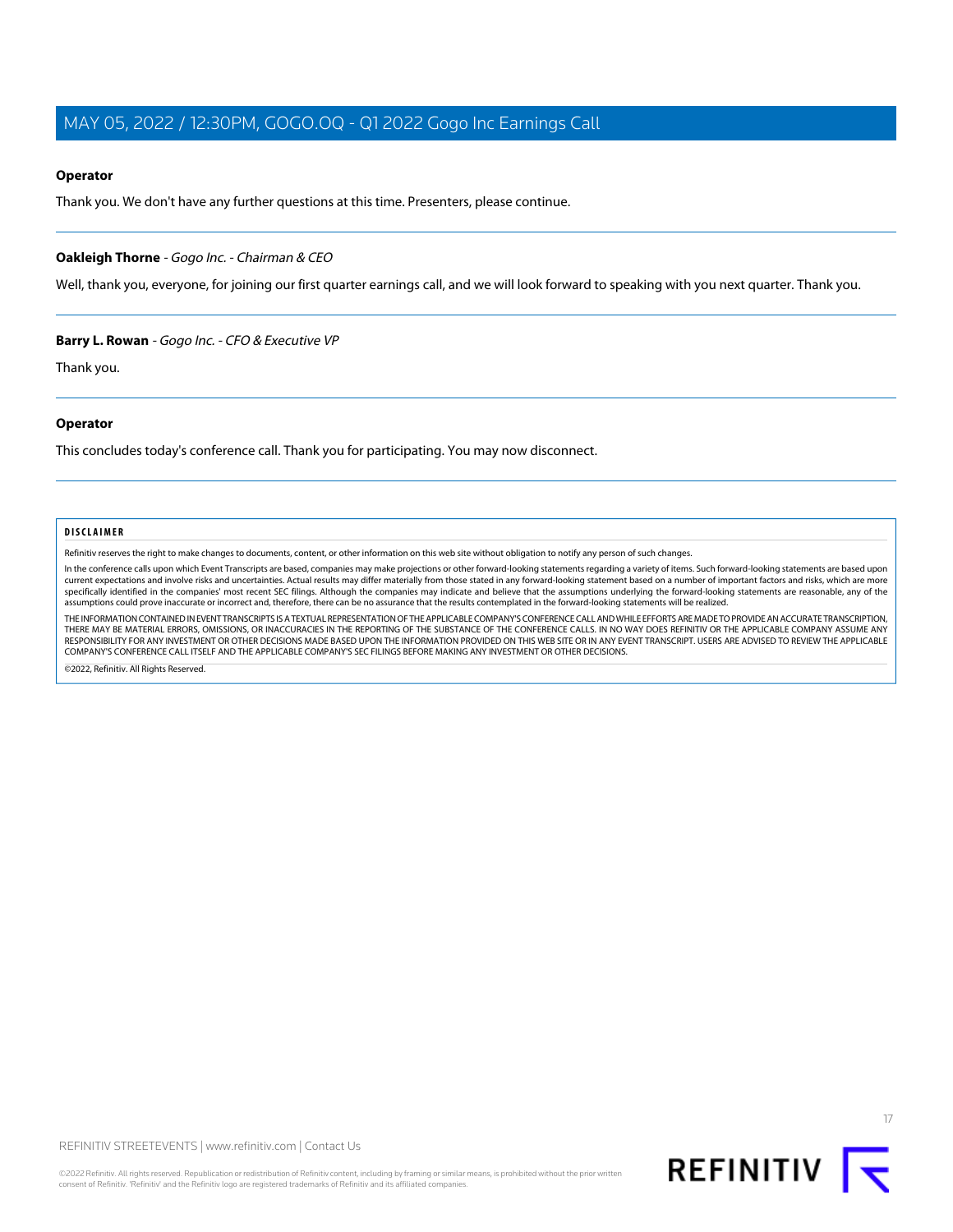**Operator**

Thank you. We don't have any further questions at this time. Presenters, please continue.

---

**Oakleigh Thorne** - *Gogo Inc. - Chairman & CEO*

Well, thank you, everyone, for joining our first quarter earnings call, and we will look forward to speaking with you next quarter. Thank you.

---

**Barry L. Rowan** - *Gogo Inc. - CFO & Executive VP*

Thank you.

---

**Operator**

This concludes today's conference call. Thank you for participating. You may now disconnect.

---

**DISCLAIMER**

Refinitiv reserves the right to make changes to documents, content, or other information on this web site without obligation to notify any person of such changes.

In the conference calls upon which Event Transcripts are based, companies may make projections or other forward-looking statements regarding a variety of items. Such forward-looking statements are based upon current expectations and involve risks and uncertainties. Actual results may differ materially from those stated in any forward-looking statement based on a number of important factors and risks, which are more specifically identified in the companies' most recent SEC filings. Although the companies may indicate and believe that the assumptions underlying the forward-looking statements are reasonable, any of the assumptions could prove inaccurate or incorrect and, therefore, there can be no assurance that the results contemplated in the forward-looking statements will be realized.

THE INFORMATION CONTAINED IN EVENT TRANSCRIPTS IS A TEXTUAL REPRESENTATION OF THE APPLICABLE COMPANY'S CONFERENCE CALL AND WHILE EFFORTS ARE MADE TO PROVIDE AN ACCURATE TRANSCRIPTION, THERE MAY BE MATERIAL ERRORS, OMISSIONS, OR INACCURACIES IN THE REPORTING OF THE SUBSTANCE OF THE CONFERENCE CALLS. IN NO WAY DOES REFINITIV OR THE APPLICABLE COMPANY ASSUME ANY RESPONSIBILITY FOR ANY INVESTMENT OR OTHER DECISIONS MADE BASED UPON THE INFORMATION PROVIDED ON THIS WEB SITE OR IN ANY EVENT TRANSCRIPT. USERS ARE ADVISED TO REVIEW THE APPLICABLE COMPANY'S CONFERENCE CALL ITSELF AND THE APPLICABLE COMPANY'S SEC FILINGS BEFORE MAKING ANY INVESTMENT OR OTHER DECISIONS.

©2022, Refinitiv. All Rights Reserved.